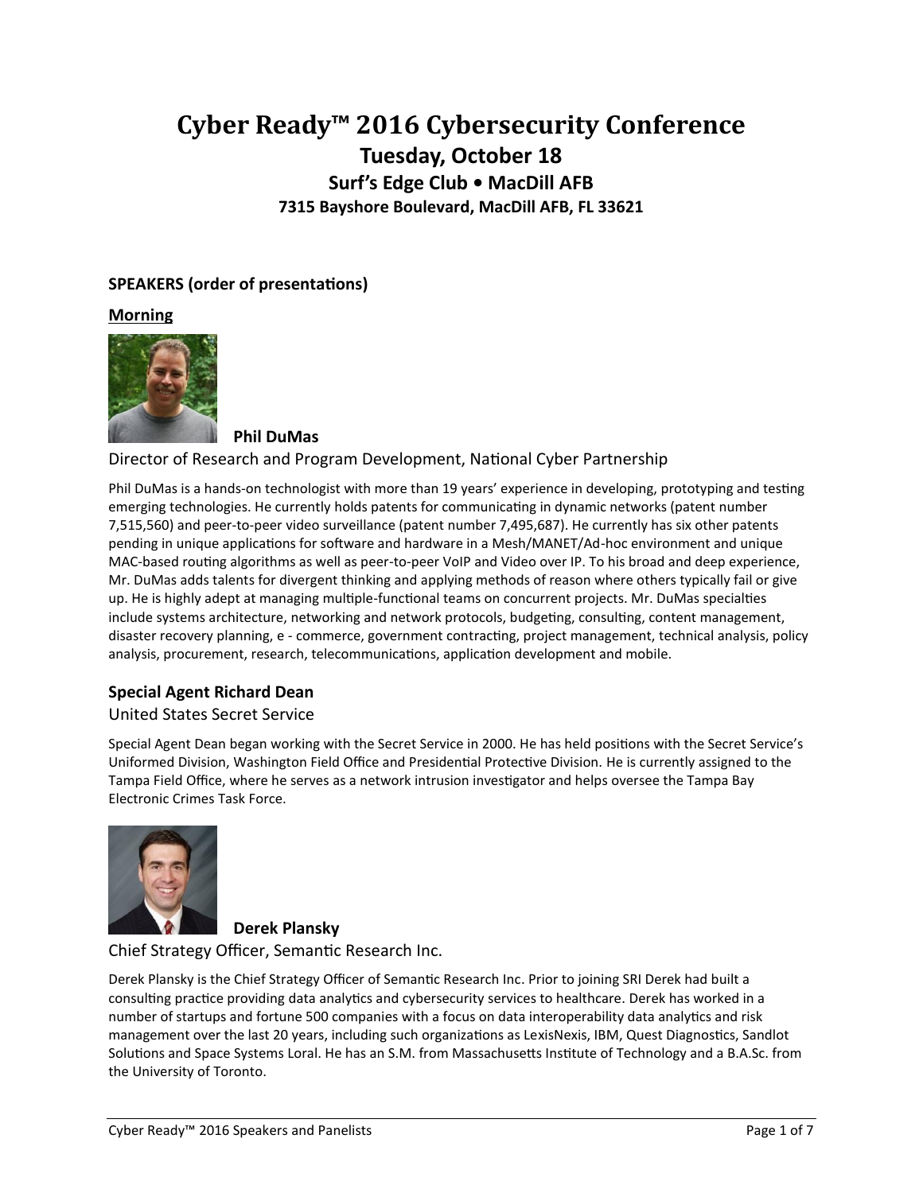# Cyber Ready™ 2016 Cybersecurity Conference

## Tuesday, October 18

### Surf's Edge Club • MacDill AFB

**7315 Bayshore Boulevard, MacDill AFB, FL 33621**

**SPEAKERS (order of presentations)**

**Morning**

**Phil DuMas**

Director of Research and Program Development, National Cyber Partnership

Phil DuMas is a hands-on technologist with more than 19 years' experience in developing, prototyping and testing emerging technologies. He currently holds patents for communicating in dynamic networks (patent number 7,515,560) and peer-to-peer video surveillance (patent number 7,495,687). He currently has six other patents pending in unique applications for software and hardware in a Mesh/MANET/Ad-hoc environment and unique MAC-based routing algorithms as well as peer-to-peer VoIP and Video over IP. To his broad and deep experience, Mr. DuMas adds talents for divergent thinking and applying methods of reason where others typically fail or give up. He is highly adept at managing multiple-functional teams on concurrent projects. Mr. DuMas specialties include systems architecture, networking and network protocols, budgeting, consulting, content management, disaster recovery planning, e - commerce, government contracting, project management, technical analysis, policy analysis, procurement, research, telecommunications, application development and mobile.

**Special Agent Richard Dean**

United States Secret Service

Special Agent Dean began working with the Secret Service in 2000. He has held positions with the Secret Service's Uniformed Division, Washington Field Office and Presidential Protective Division. He is currently assigned to the Tampa Field Office, where he serves as a network intrusion investigator and helps oversee the Tampa Bay Electronic Crimes Task Force.

**Derek Plansky**

Chief Strategy Officer, Semantic Research Inc.

Derek Plansky is the Chief Strategy Officer of Semantic Research Inc. Prior to joining SRI Derek had built a consulting practice providing data analytics and cybersecurity services to healthcare. Derek has worked in a number of startups and fortune 500 companies with a focus on data interoperability data analytics and risk management over the last 20 years, including such organizations as LexisNexis, IBM, Quest Diagnostics, Sandlot Solutions and Space Systems Loral. He has an S.M. from Massachusetts Institute of Technology and a B.A.Sc. from the University of Toronto.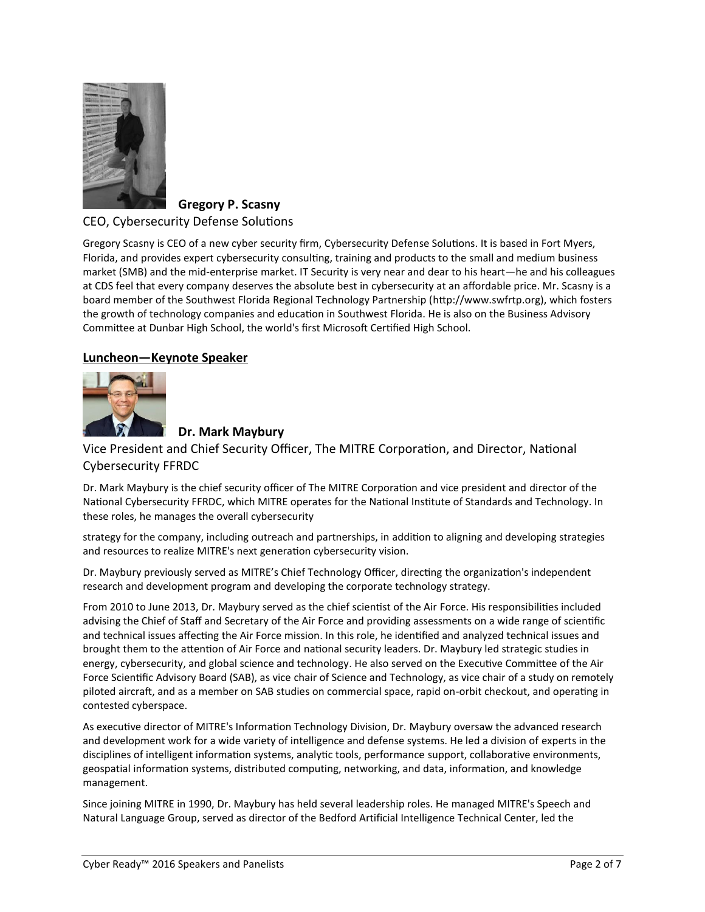**Gregory P. Scasny**

CEO, Cybersecurity Defense Solutions

Gregory Scasny is CEO of a new cyber security firm, Cybersecurity Defense Solutions. It is based in Fort Myers, Florida, and provides expert cybersecurity consulting, training and products to the small and medium business market (SMB) and the mid-enterprise market. IT Security is very near and dear to his heart—he and his colleagues at CDS feel that every company deserves the absolute best in cybersecurity at an affordable price. Mr. Scasny is a board member of the Southwest Florida Regional Technology Partnership (http://www.swfrtp.org), which fosters the growth of technology companies and education in Southwest Florida. He is also on the Business Advisory Committee at Dunbar High School, the world's first Microsoft Certified High School.

## Luncheon—Keynote Speaker

**Dr. Mark Maybury**

Vice President and Chief Security Officer, The MITRE Corporation, and Director, National Cybersecurity FFRDC

Dr. Mark Maybury is the chief security officer of The MITRE Corporation and vice president and director of the National Cybersecurity FFRDC, which MITRE operates for the National Institute of Standards and Technology. In these roles, he manages the overall cybersecurity strategy for the company, including outreach and partnerships, in addition to aligning and developing strategies and resources to realize MITRE's next generation cybersecurity vision.

Dr. Maybury previously served as MITRE's Chief Technology Officer, directing the organization's independent research and development program and developing the corporate technology strategy.

From 2010 to June 2013, Dr. Maybury served as the chief scientist of the Air Force. His responsibilities included advising the Chief of Staff and Secretary of the Air Force and providing assessments on a wide range of scientific and technical issues affecting the Air Force mission. In this role, he identified and analyzed technical issues and brought them to the attention of Air Force and national security leaders. Dr. Maybury led strategic studies in energy, cybersecurity, and global science and technology. He also served on the Executive Committee of the Air Force Scientific Advisory Board (SAB), as vice chair of Science and Technology, as vice chair of a study on remotely piloted aircraft, and as a member on SAB studies on commercial space, rapid on-orbit checkout, and operating in contested cyberspace.

As executive director of MITRE's Information Technology Division, Dr. Maybury oversaw the advanced research and development work for a wide variety of intelligence and defense systems. He led a division of experts in the disciplines of intelligent information systems, analytic tools, performance support, collaborative environments, geospatial information systems, distributed computing, networking, and data, information, and knowledge management.

Since joining MITRE in 1990, Dr. Maybury has held several leadership roles. He managed MITRE's Speech and Natural Language Group, served as director of the Bedford Artificial Intelligence Technical Center, led the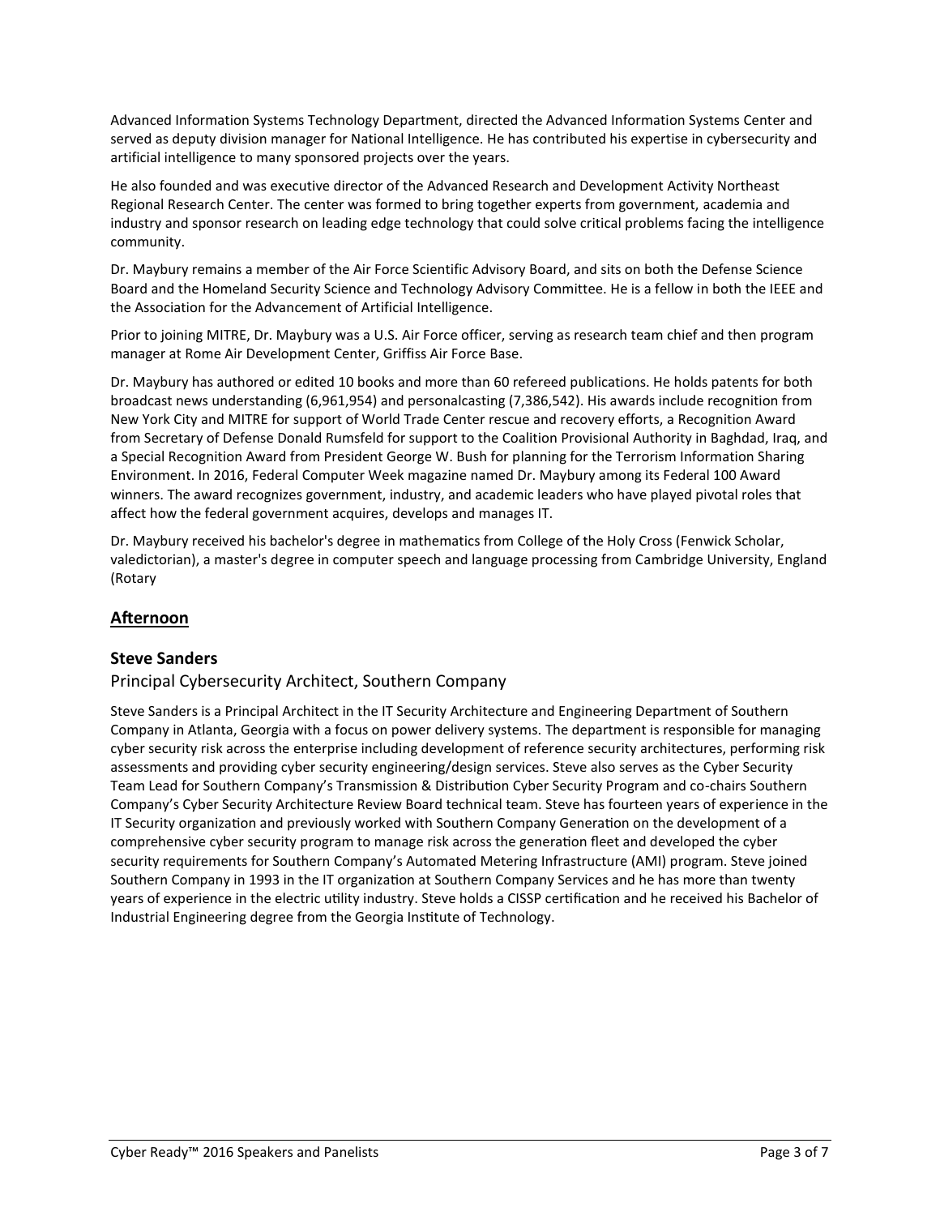Advanced Information Systems Technology Department, directed the Advanced Information Systems Center and served as deputy division manager for National Intelligence. He has contributed his expertise in cybersecurity and artificial intelligence to many sponsored projects over the years.

He also founded and was executive director of the Advanced Research and Development Activity Northeast Regional Research Center. The center was formed to bring together experts from government, academia and industry and sponsor research on leading edge technology that could solve critical problems facing the intelligence community.

Dr. Maybury remains a member of the Air Force Scientific Advisory Board, and sits on both the Defense Science Board and the Homeland Security Science and Technology Advisory Committee. He is a fellow in both the IEEE and the Association for the Advancement of Artificial Intelligence.

Prior to joining MITRE, Dr. Maybury was a U.S. Air Force officer, serving as research team chief and then program manager at Rome Air Development Center, Griffiss Air Force Base.

Dr. Maybury has authored or edited 10 books and more than 60 refereed publications. He holds patents for both broadcast news understanding (6,961,954) and personalcasting (7,386,542). His awards include recognition from New York City and MITRE for support of World Trade Center rescue and recovery efforts, a Recognition Award from Secretary of Defense Donald Rumsfeld for support to the Coalition Provisional Authority in Baghdad, Iraq, and a Special Recognition Award from President George W. Bush for planning for the Terrorism Information Sharing Environment. In 2016, Federal Computer Week magazine named Dr. Maybury among its Federal 100 Award winners. The award recognizes government, industry, and academic leaders who have played pivotal roles that affect how the federal government acquires, develops and manages IT.

Dr. Maybury received his bachelor's degree in mathematics from College of the Holy Cross (Fenwick Scholar, valedictorian), a master's degree in computer speech and language processing from Cambridge University, England (Rotary

## **Afternoon**

### Steve Sanders

Principal Cybersecurity Architect, Southern Company

Steve Sanders is a Principal Architect in the IT Security Architecture and Engineering Department of Southern Company in Atlanta, Georgia with a focus on power delivery systems. The department is responsible for managing cyber security risk across the enterprise including development of reference security architectures, performing risk assessments and providing cyber security engineering/design services. Steve also serves as the Cyber Security Team Lead for Southern Company's Transmission & Distribution Cyber Security Program and co-chairs Southern Company's Cyber Security Architecture Review Board technical team. Steve has fourteen years of experience in the IT Security organization and previously worked with Southern Company Generation on the development of a comprehensive cyber security program to manage risk across the generation fleet and developed the cyber security requirements for Southern Company's Automated Metering Infrastructure (AMI) program. Steve joined Southern Company in 1993 in the IT organization at Southern Company Services and he has more than twenty years of experience in the electric utility industry. Steve holds a CISSP certification and he received his Bachelor of Industrial Engineering degree from the Georgia Institute of Technology.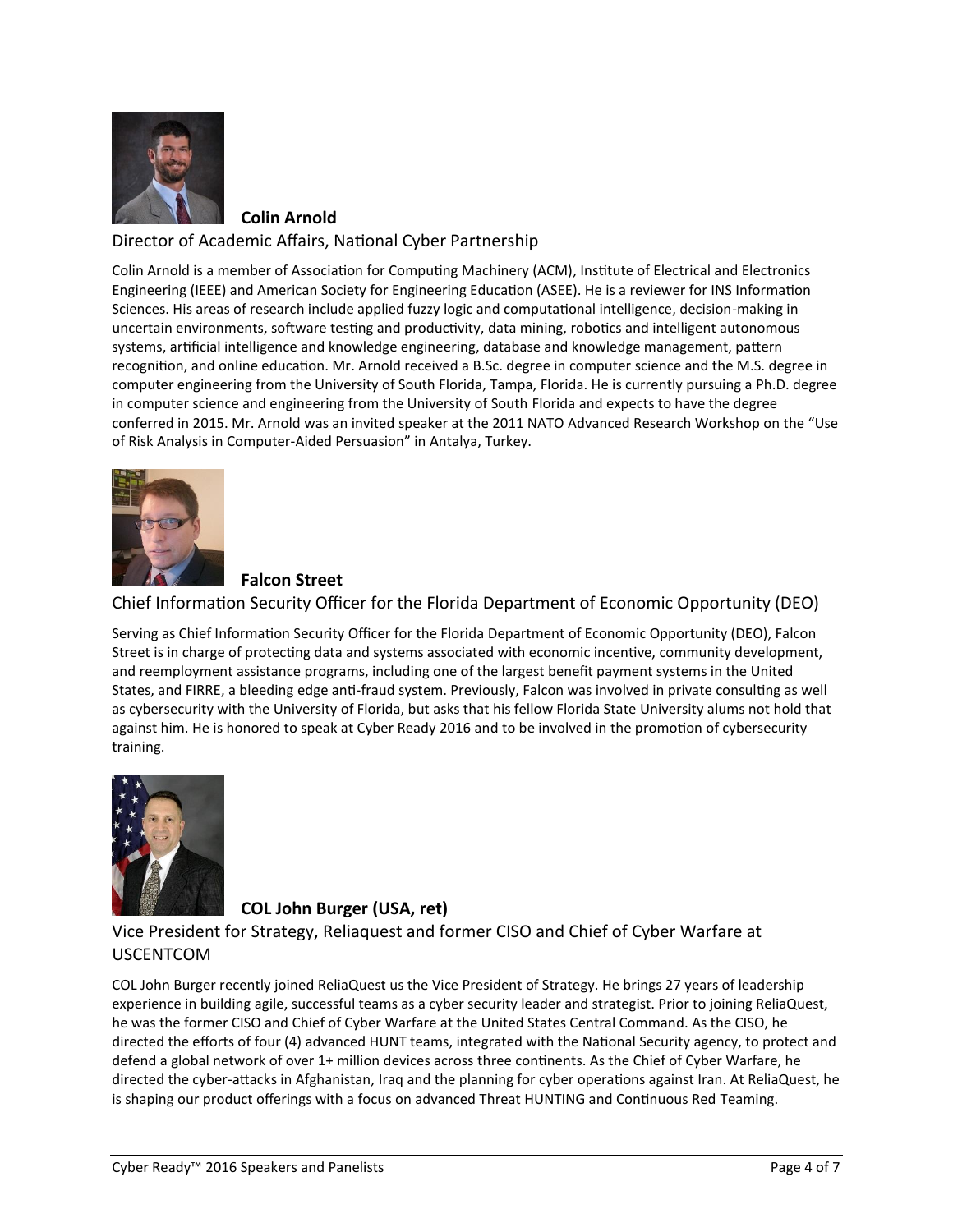**Colin Arnold**

Director of Academic Affairs, National Cyber Partnership

Colin Arnold is a member of Association for Computing Machinery (ACM), Institute of Electrical and Electronics Engineering (IEEE) and American Society for Engineering Education (ASEE). He is a reviewer for INS Information Sciences. His areas of research include applied fuzzy logic and computational intelligence, decision-making in uncertain environments, software testing and productivity, data mining, robotics and intelligent autonomous systems, artificial intelligence and knowledge engineering, database and knowledge management, pattern recognition, and online education. Mr. Arnold received a B.Sc. degree in computer science and the M.S. degree in computer engineering from the University of South Florida, Tampa, Florida. He is currently pursuing a Ph.D. degree in computer science and engineering from the University of South Florida and expects to have the degree conferred in 2015. Mr. Arnold was an invited speaker at the 2011 NATO Advanced Research Workshop on the "Use of Risk Analysis in Computer-Aided Persuasion" in Antalya, Turkey.

**Falcon Street**

Chief Information Security Officer for the Florida Department of Economic Opportunity (DEO)

Serving as Chief Information Security Officer for the Florida Department of Economic Opportunity (DEO), Falcon Street is in charge of protecting data and systems associated with economic incentive, community development, and reemployment assistance programs, including one of the largest benefit payment systems in the United States, and FIRRE, a bleeding edge anti-fraud system. Previously, Falcon was involved in private consulting as well as cybersecurity with the University of Florida, but asks that his fellow Florida State University alums not hold that against him. He is honored to speak at Cyber Ready 2016 and to be involved in the promotion of cybersecurity training.

**COL John Burger (USA, ret)**

Vice President for Strategy, Reliaquest and former CISO and Chief of Cyber Warfare at USCENTCOM

COL John Burger recently joined ReliaQuest us the Vice President of Strategy. He brings 27 years of leadership experience in building agile, successful teams as a cyber security leader and strategist. Prior to joining ReliaQuest, he was the former CISO and Chief of Cyber Warfare at the United States Central Command. As the CISO, he directed the efforts of four (4) advanced HUNT teams, integrated with the National Security agency, to protect and defend a global network of over 1+ million devices across three continents. As the Chief of Cyber Warfare, he directed the cyber-attacks in Afghanistan, Iraq and the planning for cyber operations against Iran. At ReliaQuest, he is shaping our product offerings with a focus on advanced Threat HUNTING and Continuous Red Teaming.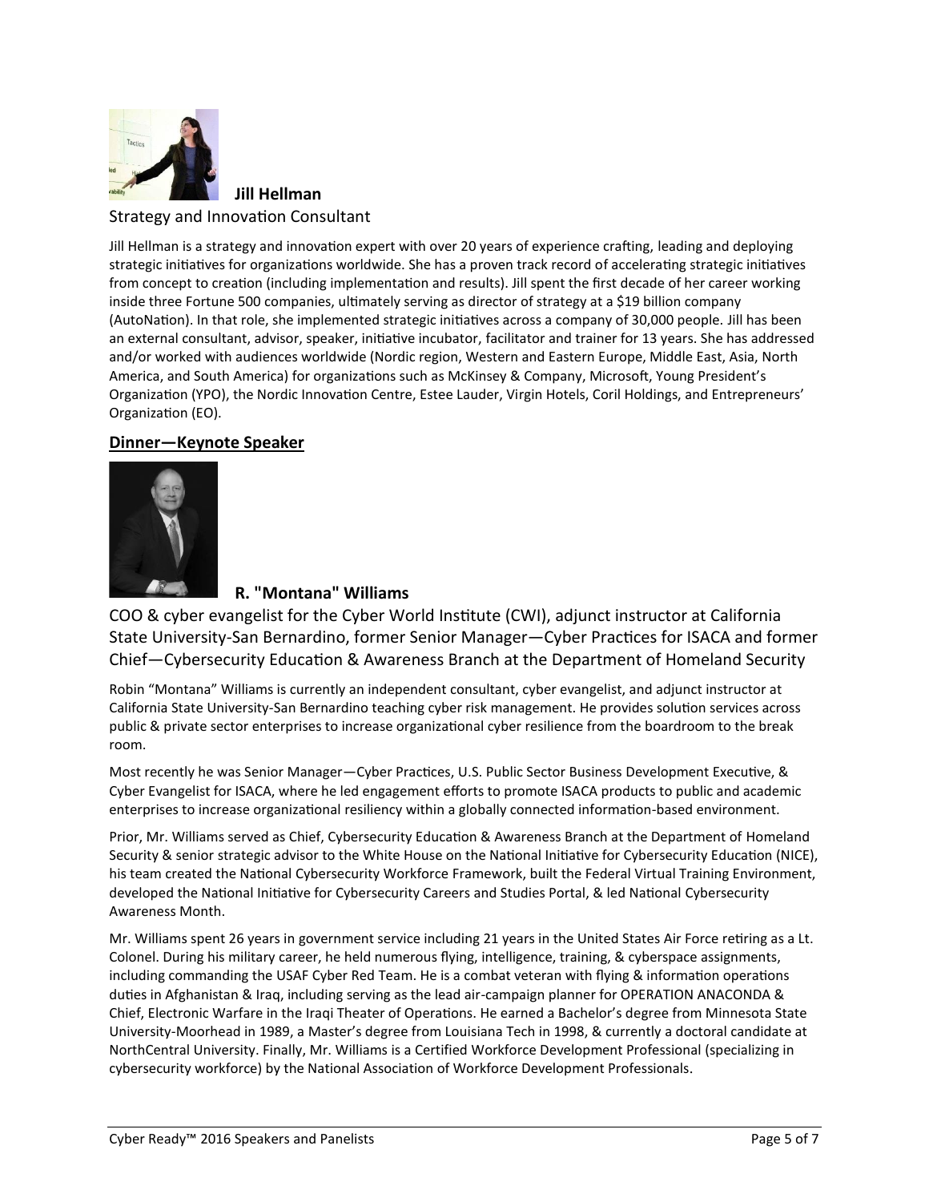**Jill Hellman**

Strategy and Innovation Consultant

Jill Hellman is a strategy and innovation expert with over 20 years of experience crafting, leading and deploying strategic initiatives for organizations worldwide. She has a proven track record of accelerating strategic initiatives from concept to creation (including implementation and results). Jill spent the first decade of her career working inside three Fortune 500 companies, ultimately serving as director of strategy at a $19 billion company (AutoNation). In that role, she implemented strategic initiatives across a company of 30,000 people. Jill has been an external consultant, advisor, speaker, initiative incubator, facilitator and trainer for 13 years. She has addressed and/or worked with audiences worldwide (Nordic region, Western and Eastern Europe, Middle East, Asia, North America, and South America) for organizations such as McKinsey & Company, Microsoft, Young President's Organization (YPO), the Nordic Innovation Centre, Estee Lauder, Virgin Hotels, Coril Holdings, and Entrepreneurs' Organization (EO).

## Dinner—Keynote Speaker

**R. "Montana" Williams**

COO & cyber evangelist for the Cyber World Institute (CWI), adjunct instructor at California State University-San Bernardino, former Senior Manager—Cyber Practices for ISACA and former Chief—Cybersecurity Education & Awareness Branch at the Department of Homeland Security

Robin "Montana" Williams is currently an independent consultant, cyber evangelist, and adjunct instructor at California State University-San Bernardino teaching cyber risk management. He provides solution services across public & private sector enterprises to increase organizational cyber resilience from the boardroom to the break room.

Most recently he was Senior Manager—Cyber Practices, U.S. Public Sector Business Development Executive, & Cyber Evangelist for ISACA, where he led engagement efforts to promote ISACA products to public and academic enterprises to increase organizational resiliency within a globally connected information-based environment.

Prior, Mr. Williams served as Chief, Cybersecurity Education & Awareness Branch at the Department of Homeland Security & senior strategic advisor to the White House on the National Initiative for Cybersecurity Education (NICE), his team created the National Cybersecurity Workforce Framework, built the Federal Virtual Training Environment, developed the National Initiative for Cybersecurity Careers and Studies Portal, & led National Cybersecurity Awareness Month.

Mr. Williams spent 26 years in government service including 21 years in the United States Air Force retiring as a Lt. Colonel. During his military career, he held numerous flying, intelligence, training, & cyberspace assignments, including commanding the USAF Cyber Red Team. He is a combat veteran with flying & information operations duties in Afghanistan & Iraq, including serving as the lead air-campaign planner for OPERATION ANACONDA & Chief, Electronic Warfare in the Iraqi Theater of Operations. He earned a Bachelor's degree from Minnesota State University-Moorhead in 1989, a Master's degree from Louisiana Tech in 1998, & currently a doctoral candidate at NorthCentral University. Finally, Mr. Williams is a Certified Workforce Development Professional (specializing in cybersecurity workforce) by the National Association of Workforce Development Professionals.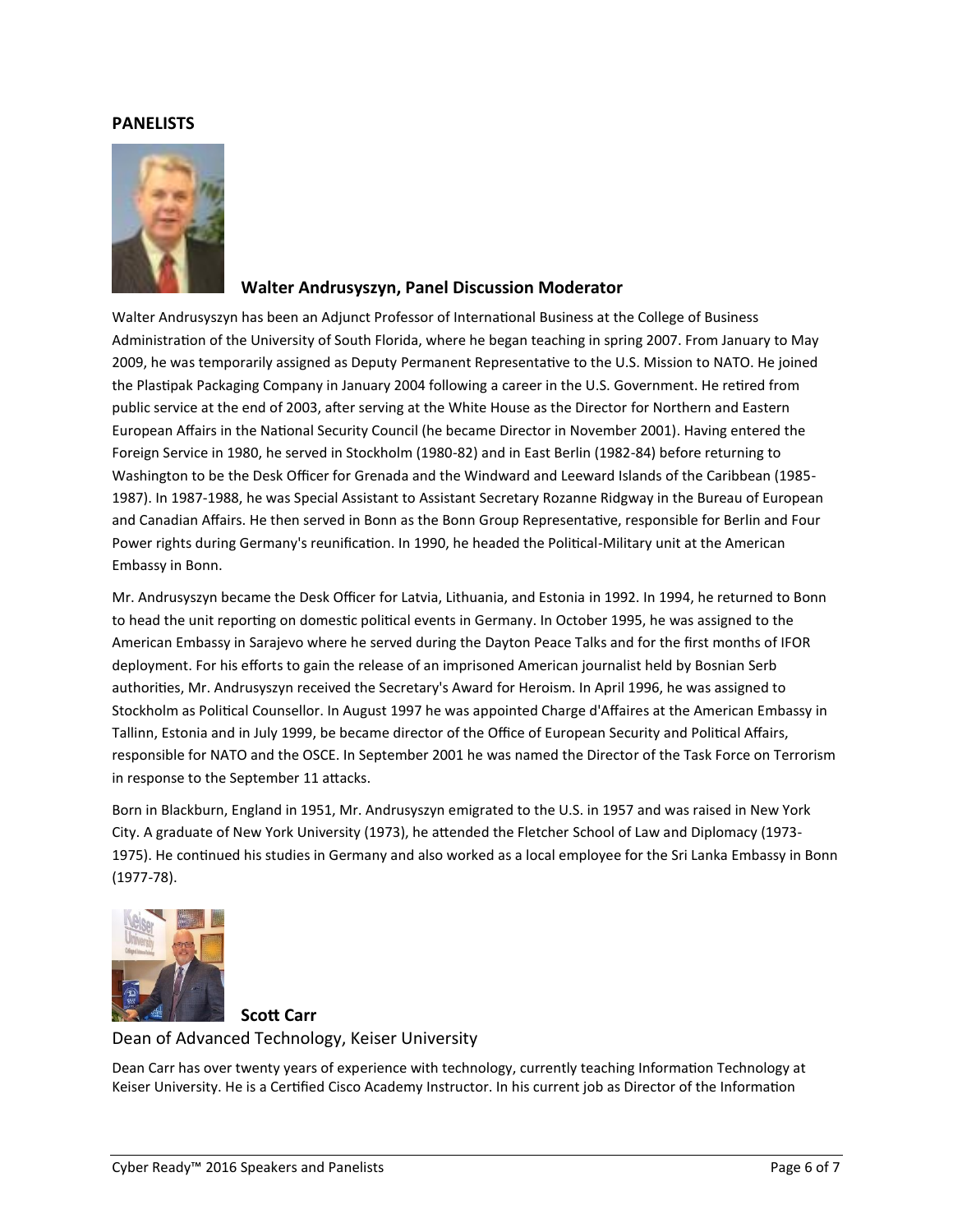## PANELISTS

### Walter Andrusyszyn, Panel Discussion Moderator

Walter Andrusyszyn has been an Adjunct Professor of International Business at the College of Business Administration of the University of South Florida, where he began teaching in spring 2007. From January to May 2009, he was temporarily assigned as Deputy Permanent Representative to the U.S. Mission to NATO. He joined the Plastipak Packaging Company in January 2004 following a career in the U.S. Government. He retired from public service at the end of 2003, after serving at the White House as the Director for Northern and Eastern European Affairs in the National Security Council (he became Director in November 2001). Having entered the Foreign Service in 1980, he served in Stockholm (1980-82) and in East Berlin (1982-84) before returning to Washington to be the Desk Officer for Grenada and the Windward and Leeward Islands of the Caribbean (1985-1987). In 1987-1988, he was Special Assistant to Assistant Secretary Rozanne Ridgway in the Bureau of European and Canadian Affairs. He then served in Bonn as the Bonn Group Representative, responsible for Berlin and Four Power rights during Germany's reunification. In 1990, he headed the Political-Military unit at the American Embassy in Bonn.

Mr. Andrusyszyn became the Desk Officer for Latvia, Lithuania, and Estonia in 1992. In 1994, he returned to Bonn to head the unit reporting on domestic political events in Germany. In October 1995, he was assigned to the American Embassy in Sarajevo where he served during the Dayton Peace Talks and for the first months of IFOR deployment. For his efforts to gain the release of an imprisoned American journalist held by Bosnian Serb authorities, Mr. Andrusyszyn received the Secretary's Award for Heroism. In April 1996, he was assigned to Stockholm as Political Counsellor. In August 1997 he was appointed Charge d'Affaires at the American Embassy in Tallinn, Estonia and in July 1999, be became director of the Office of European Security and Political Affairs, responsible for NATO and the OSCE. In September 2001 he was named the Director of the Task Force on Terrorism in response to the September 11 attacks.

Born in Blackburn, England in 1951, Mr. Andrusyszyn emigrated to the U.S. in 1957 and was raised in New York City. A graduate of New York University (1973), he attended the Fletcher School of Law and Diplomacy (1973-1975). He continued his studies in Germany and also worked as a local employee for the Sri Lanka Embassy in Bonn (1977-78).

### Scott Carr

Dean of Advanced Technology, Keiser University

Dean Carr has over twenty years of experience with technology, currently teaching Information Technology at Keiser University. He is a Certified Cisco Academy Instructor. In his current job as Director of the Information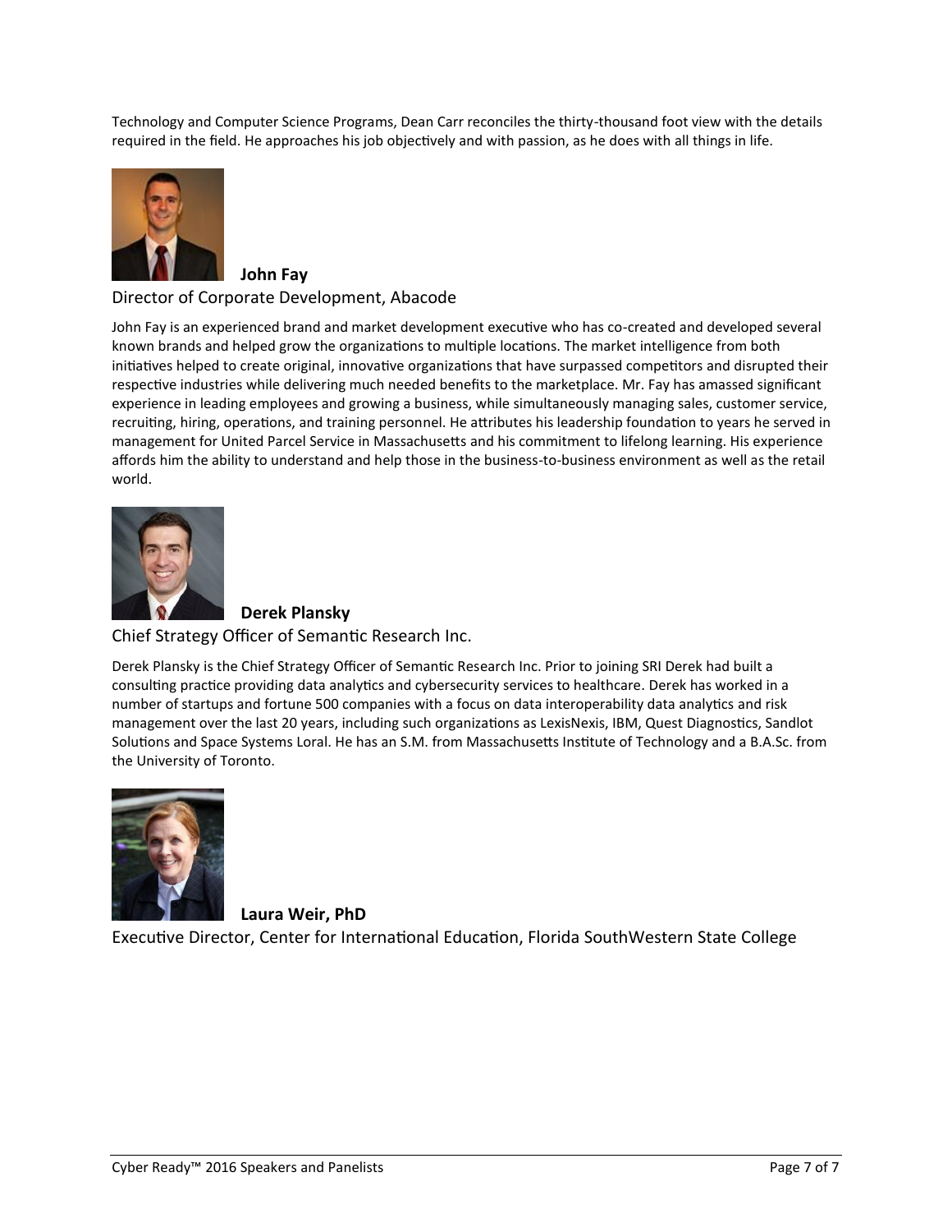Technology and Computer Science Programs, Dean Carr reconciles the thirty-thousand foot view with the details required in the field. He approaches his job objectively and with passion, as he does with all things in life.

**John Fay**

Director of Corporate Development, Abacode

John Fay is an experienced brand and market development executive who has co-created and developed several known brands and helped grow the organizations to multiple locations. The market intelligence from both initiatives helped to create original, innovative organizations that have surpassed competitors and disrupted their respective industries while delivering much needed benefits to the marketplace. Mr. Fay has amassed significant experience in leading employees and growing a business, while simultaneously managing sales, customer service, recruiting, hiring, operations, and training personnel. He attributes his leadership foundation to years he served in management for United Parcel Service in Massachusetts and his commitment to lifelong learning. His experience affords him the ability to understand and help those in the business-to-business environment as well as the retail world.

**Derek Plansky**

Chief Strategy Officer of Semantic Research Inc.

Derek Plansky is the Chief Strategy Officer of Semantic Research Inc. Prior to joining SRI Derek had built a consulting practice providing data analytics and cybersecurity services to healthcare. Derek has worked in a number of startups and fortune 500 companies with a focus on data interoperability data analytics and risk management over the last 20 years, including such organizations as LexisNexis, IBM, Quest Diagnostics, Sandlot Solutions and Space Systems Loral. He has an S.M. from Massachusetts Institute of Technology and a B.A.Sc. from the University of Toronto.

**Laura Weir, PhD**

Executive Director, Center for International Education, Florida SouthWestern State College